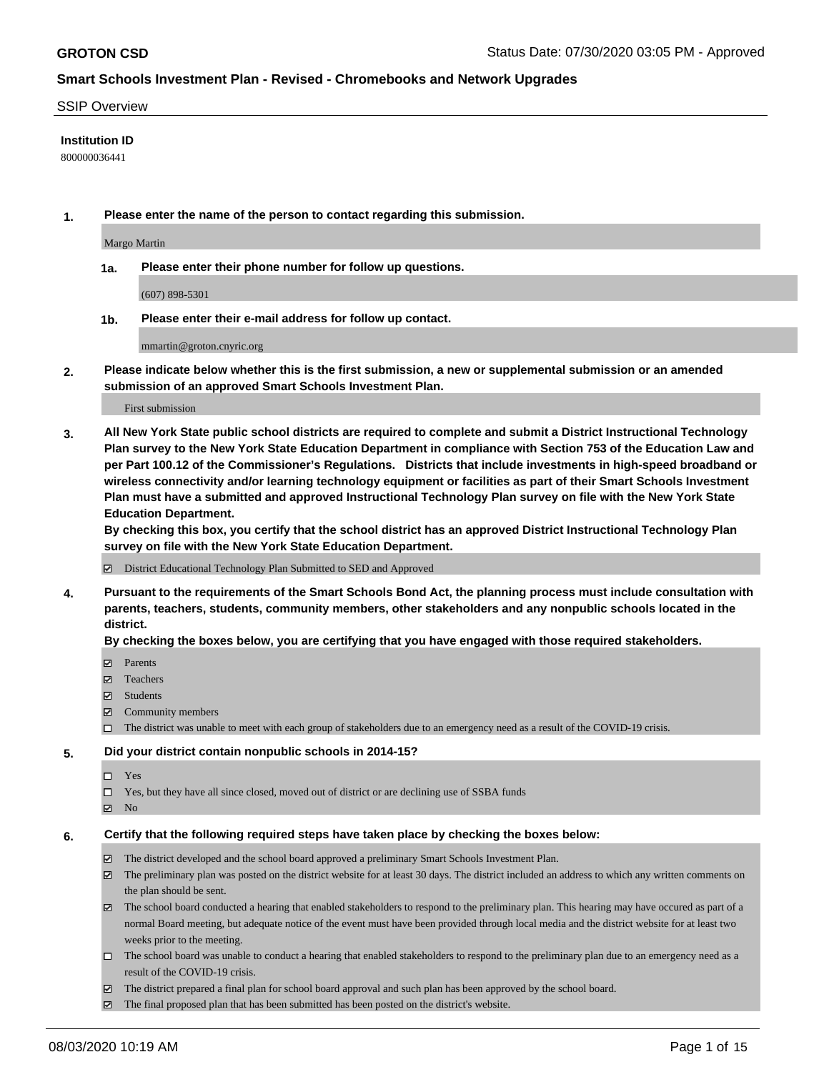**GROTON CSD** Status Date: 07/30/2020 03:05 PM - Approved

**Smart Schools Investment Plan - Revised - Chromebooks and Network Upgrades**

SSIP Overview

**Institution ID**

800000036441

**1. Please enter the name of the person to contact regarding this submission.**

Margo Martin

**1a. Please enter their phone number for follow up questions.**

(607) 898-5301

**1b. Please enter their e-mail address for follow up contact.**

mmartin@groton.cnyric.org

**2. Please indicate below whether this is the first submission, a new or supplemental submission or an amended submission of an approved Smart Schools Investment Plan.**

First submission

**3. All New York State public school districts are required to complete and submit a District Instructional Technology Plan survey to the New York State Education Department in compliance with Section 753 of the Education Law and per Part 100.12 of the Commissioner's Regulations. Districts that include investments in high-speed broadband or wireless connectivity and/or learning technology equipment or facilities as part of their Smart Schools Investment Plan must have a submitted and approved Instructional Technology Plan survey on file with the New York State Education Department.**
**By checking this box, you certify that the school district has an approved District Instructional Technology Plan survey on file with the New York State Education Department.**

☑ District Educational Technology Plan Submitted to SED and Approved

**4. Pursuant to the requirements of the Smart Schools Bond Act, the planning process must include consultation with parents, teachers, students, community members, other stakeholders and any nonpublic schools located in the district.**
**By checking the boxes below, you are certifying that you have engaged with those required stakeholders.**

☑ Parents
☑ Teachers
☑ Students
☑ Community members
☐ The district was unable to meet with each group of stakeholders due to an emergency need as a result of the COVID-19 crisis.

**5. Did your district contain nonpublic schools in 2014-15?**

☐ Yes
☐ Yes, but they have all since closed, moved out of district or are declining use of SSBA funds
☑ No

**6. Certify that the following required steps have taken place by checking the boxes below:**

☑ The district developed and the school board approved a preliminary Smart Schools Investment Plan.
☑ The preliminary plan was posted on the district website for at least 30 days. The district included an address to which any written comments on the plan should be sent.
☑ The school board conducted a hearing that enabled stakeholders to respond to the preliminary plan. This hearing may have occured as part of a normal Board meeting, but adequate notice of the event must have been provided through local media and the district website for at least two weeks prior to the meeting.
☐ The school board was unable to conduct a hearing that enabled stakeholders to respond to the preliminary plan due to an emergency need as a result of the COVID-19 crisis.
☑ The district prepared a final plan for school board approval and such plan has been approved by the school board.
☑ The final proposed plan that has been submitted has been posted on the district's website.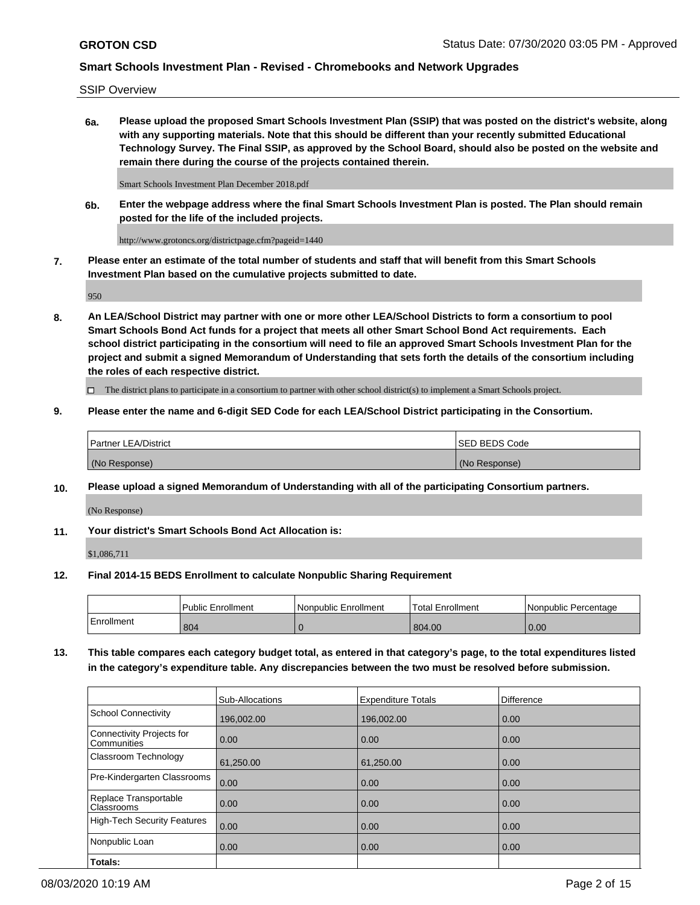SSIP Overview

**6a. Please upload the proposed Smart Schools Investment Plan (SSIP) that was posted on the district's website, along with any supporting materials. Note that this should be different than your recently submitted Educational Technology Survey. The Final SSIP, as approved by the School Board, should also be posted on the website and remain there during the course of the projects contained therein.**

Smart Schools Investment Plan December 2018.pdf

**6b. Enter the webpage address where the final Smart Schools Investment Plan is posted. The Plan should remain posted for the life of the included projects.**

http://www.grotoncs.org/districtpage.cfm?pageid=1440

**7. Please enter an estimate of the total number of students and staff that will benefit from this Smart Schools Investment Plan based on the cumulative projects submitted to date.**

950

**8. An LEA/School District may partner with one or more other LEA/School Districts to form a consortium to pool Smart Schools Bond Act funds for a project that meets all other Smart School Bond Act requirements. Each school district participating in the consortium will need to file an approved Smart Schools Investment Plan for the project and submit a signed Memorandum of Understanding that sets forth the details of the consortium including the roles of each respective district.**

☐ The district plans to participate in a consortium to partner with other school district(s) to implement a Smart Schools project.

**9. Please enter the name and 6-digit SED Code for each LEA/School District participating in the Consortium.**

| Partner LEA/District | SED BEDS Code |
|---|---|
| (No Response) | (No Response) |

**10. Please upload a signed Memorandum of Understanding with all of the participating Consortium partners.**

(No Response)

**11. Your district's Smart Schools Bond Act Allocation is:**

$1,086,711

**12. Final 2014-15 BEDS Enrollment to calculate Nonpublic Sharing Requirement**

| | Public Enrollment | Nonpublic Enrollment | Total Enrollment | Nonpublic Percentage |
|---|---|---|---|---|
| Enrollment | 804 | 0 | 804.00 | 0.00 |

**13. This table compares each category budget total, as entered in that category's page, to the total expenditures listed in the category's expenditure table. Any discrepancies between the two must be resolved before submission.**

| | Sub-Allocations | Expenditure Totals | Difference |
|---|---|---|---|
| School Connectivity | 196,002.00 | 196,002.00 | 0.00 |
| Connectivity Projects for Communities | 0.00 | 0.00 | 0.00 |
| Classroom Technology | 61,250.00 | 61,250.00 | 0.00 |
| Pre-Kindergarten Classrooms | 0.00 | 0.00 | 0.00 |
| Replace Transportable Classrooms | 0.00 | 0.00 | 0.00 |
| High-Tech Security Features | 0.00 | 0.00 | 0.00 |
| Nonpublic Loan | 0.00 | 0.00 | 0.00 |
| **Totals:** | | | |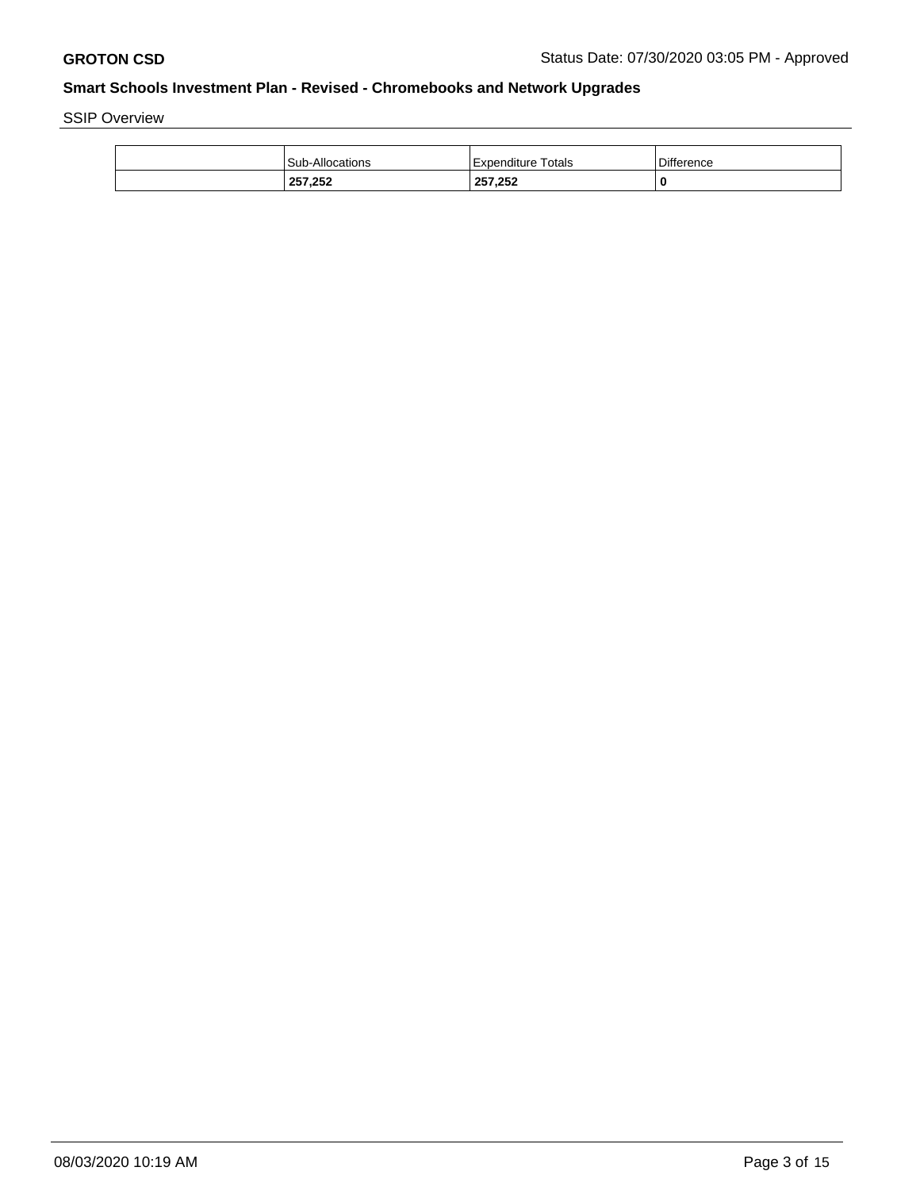## Smart Schools Investment Plan - Revised - Chromebooks and Network Upgrades

SSIP Overview

| | Sub-Allocations | Expenditure Totals | Difference |
|---|---|---|---|
| | **257,252** | **257,252** | **0** |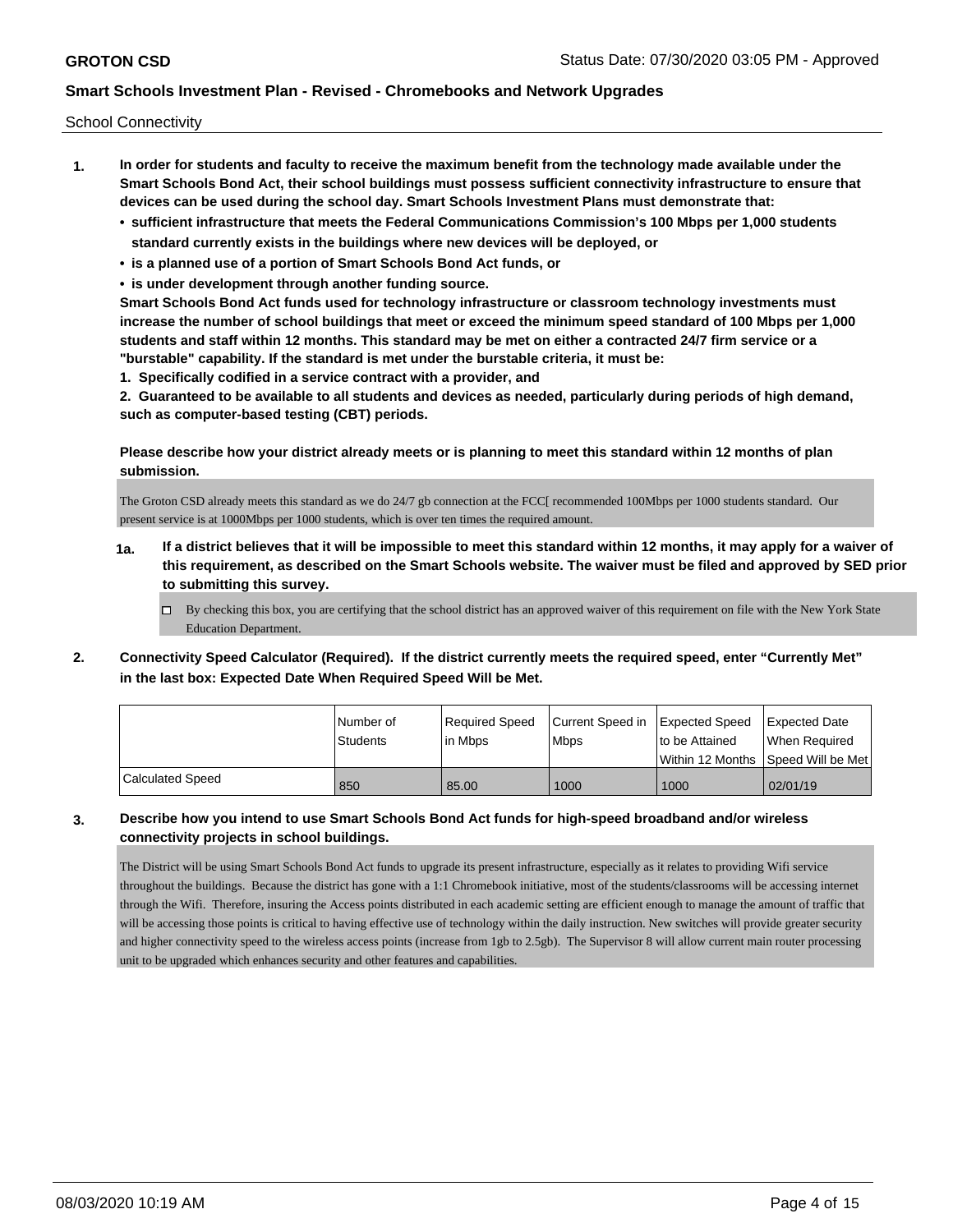School Connectivity

1. **In order for students and faculty to receive the maximum benefit from the technology made available under the Smart Schools Bond Act, their school buildings must possess sufficient connectivity infrastructure to ensure that devices can be used during the school day. Smart Schools Investment Plans must demonstrate that:**
   - **sufficient infrastructure that meets the Federal Communications Commission's 100 Mbps per 1,000 students standard currently exists in the buildings where new devices will be deployed, or**
   - **is a planned use of a portion of Smart Schools Bond Act funds, or**
   - **is under development through another funding source.**

   **Smart Schools Bond Act funds used for technology infrastructure or classroom technology investments must increase the number of school buildings that meet or exceed the minimum speed standard of 100 Mbps per 1,000 students and staff within 12 months. This standard may be met on either a contracted 24/7 firm service or a "burstable" capability. If the standard is met under the burstable criteria, it must be:**

   **1. Specifically codified in a service contract with a provider, and**

   **2. Guaranteed to be available to all students and devices as needed, particularly during periods of high demand, such as computer-based testing (CBT) periods.**

   **Please describe how your district already meets or is planning to meet this standard within 12 months of plan submission.**

   The Groton CSD already meets this standard as we do 24/7 gb connection at the FCC[ recommended 100Mbps per 1000 students standard. Our present service is at 1000Mbps per 1000 students, which is over ten times the required amount.

   **1a. If a district believes that it will be impossible to meet this standard within 12 months, it may apply for a waiver of this requirement, as described on the Smart Schools website. The waiver must be filed and approved by SED prior to submitting this survey.**

   ☐ By checking this box, you are certifying that the school district has an approved waiver of this requirement on file with the New York State Education Department.

2. **Connectivity Speed Calculator (Required). If the district currently meets the required speed, enter "Currently Met" in the last box: Expected Date When Required Speed Will be Met.**

| | Number of Students | Required Speed in Mbps | Current Speed in Mbps | Expected Speed to be Attained Within 12 Months | Expected Date When Required Speed Will be Met |
|---|---|---|---|---|---|
| Calculated Speed | 850 | 85.00 | 1000 | 1000 | 02/01/19 |

3. **Describe how you intend to use Smart Schools Bond Act funds for high-speed broadband and/or wireless connectivity projects in school buildings.**

   The District will be using Smart Schools Bond Act funds to upgrade its present infrastructure, especially as it relates to providing Wifi service throughout the buildings. Because the district has gone with a 1:1 Chromebook initiative, most of the students/classrooms will be accessing internet through the Wifi. Therefore, insuring the Access points distributed in each academic setting are efficient enough to manage the amount of traffic that will be accessing those points is critical to having effective use of technology within the daily instruction. New switches will provide greater security and higher connectivity speed to the wireless access points (increase from 1gb to 2.5gb). The Supervisor 8 will allow current main router processing unit to be upgraded which enhances security and other features and capabilities.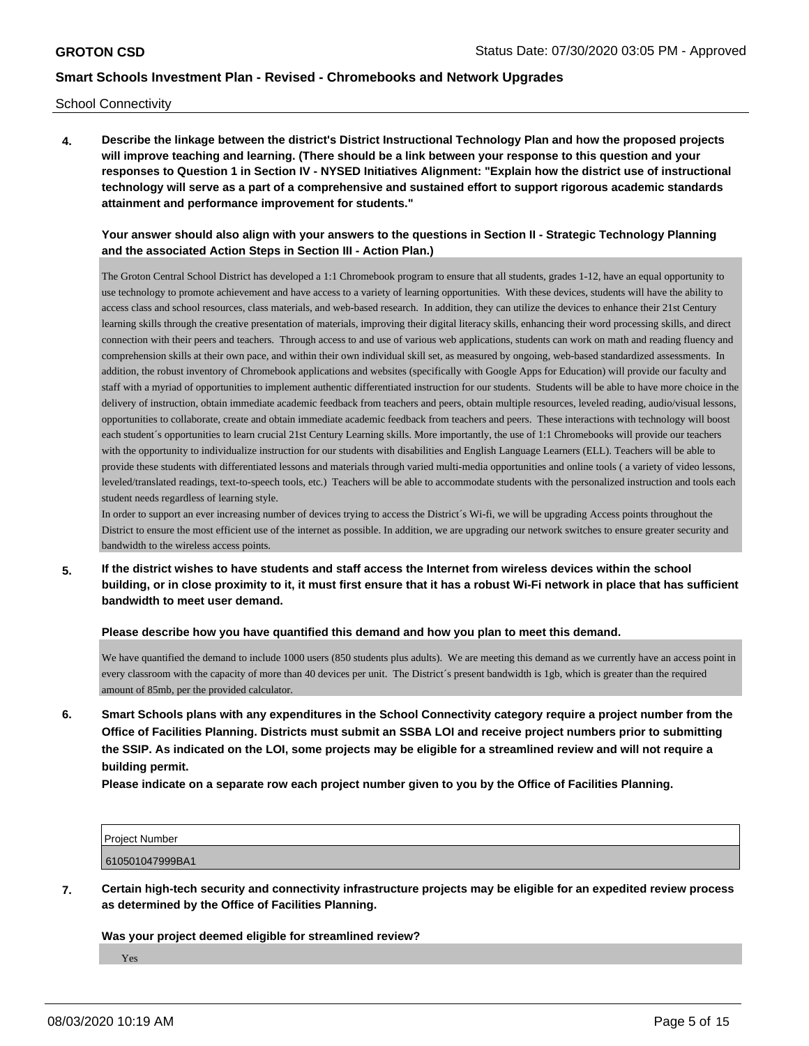School Connectivity

**4. Describe the linkage between the district's District Instructional Technology Plan and how the proposed projects will improve teaching and learning. (There should be a link between your response to this question and your responses to Question 1 in Section IV - NYSED Initiatives Alignment: "Explain how the district use of instructional technology will serve as a part of a comprehensive and sustained effort to support rigorous academic standards attainment and performance improvement for students."**

**Your answer should also align with your answers to the questions in Section II - Strategic Technology Planning and the associated Action Steps in Section III - Action Plan.)**

The Groton Central School District has developed a 1:1 Chromebook program to ensure that all students, grades 1-12, have an equal opportunity to use technology to promote achievement and have access to a variety of learning opportunities. With these devices, students will have the ability to access class and school resources, class materials, and web-based research. In addition, they can utilize the devices to enhance their 21st Century learning skills through the creative presentation of materials, improving their digital literacy skills, enhancing their word processing skills, and direct connection with their peers and teachers. Through access to and use of various web applications, students can work on math and reading fluency and comprehension skills at their own pace, and within their own individual skill set, as measured by ongoing, web-based standardized assessments. In addition, the robust inventory of Chromebook applications and websites (specifically with Google Apps for Education) will provide our faculty and staff with a myriad of opportunities to implement authentic differentiated instruction for our students. Students will be able to have more choice in the delivery of instruction, obtain immediate academic feedback from teachers and peers, obtain multiple resources, leveled reading, audio/visual lessons, opportunities to collaborate, create and obtain immediate academic feedback from teachers and peers. These interactions with technology will boost each student´s opportunities to learn crucial 21st Century Learning skills. More importantly, the use of 1:1 Chromebooks will provide our teachers with the opportunity to individualize instruction for our students with disabilities and English Language Learners (ELL). Teachers will be able to provide these students with differentiated lessons and materials through varied multi-media opportunities and online tools ( a variety of video lessons, leveled/translated readings, text-to-speech tools, etc.) Teachers will be able to accommodate students with the personalized instruction and tools each student needs regardless of learning style.

In order to support an ever increasing number of devices trying to access the District´s Wi-fi, we will be upgrading Access points throughout the District to ensure the most efficient use of the internet as possible. In addition, we are upgrading our network switches to ensure greater security and bandwidth to the wireless access points.

**5. If the district wishes to have students and staff access the Internet from wireless devices within the school building, or in close proximity to it, it must first ensure that it has a robust Wi-Fi network in place that has sufficient bandwidth to meet user demand.**

**Please describe how you have quantified this demand and how you plan to meet this demand.**

We have quantified the demand to include 1000 users (850 students plus adults). We are meeting this demand as we currently have an access point in every classroom with the capacity of more than 40 devices per unit. The District´s present bandwidth is 1gb, which is greater than the required amount of 85mb, per the provided calculator.

**6. Smart Schools plans with any expenditures in the School Connectivity category require a project number from the Office of Facilities Planning. Districts must submit an SSBA LOI and receive project numbers prior to submitting the SSIP. As indicated on the LOI, some projects may be eligible for a streamlined review and will not require a building permit.**

**Please indicate on a separate row each project number given to you by the Office of Facilities Planning.**

| Project Number |
|---|
| 610501047999BA1 |

**7. Certain high-tech security and connectivity infrastructure projects may be eligible for an expedited review process as determined by the Office of Facilities Planning.**

**Was your project deemed eligible for streamlined review?**

Yes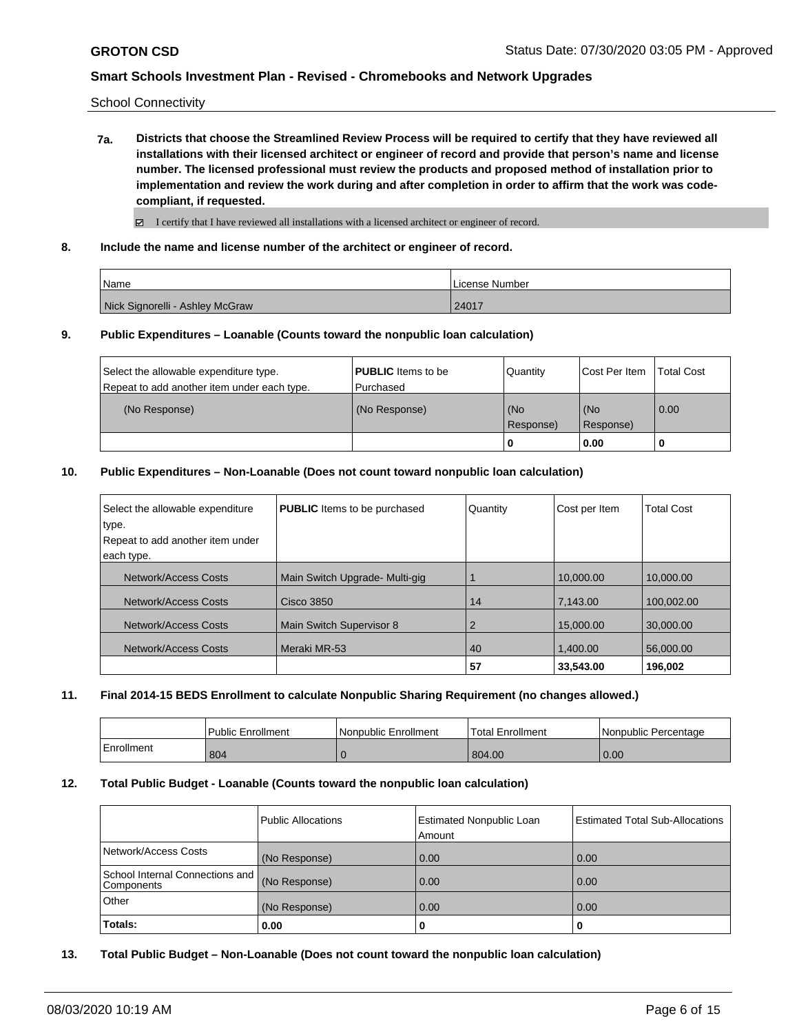School Connectivity

**7a. Districts that choose the Streamlined Review Process will be required to certify that they have reviewed all installations with their licensed architect or engineer of record and provide that person's name and license number. The licensed professional must review the products and proposed method of installation prior to implementation and review the work during and after completion in order to affirm that the work was code-compliant, if requested.**

☑ I certify that I have reviewed all installations with a licensed architect or engineer of record.

**8. Include the name and license number of the architect or engineer of record.**

| Name | License Number |
|---|---|
| Nick Signorelli - Ashley McGraw | 24017 |

**9. Public Expenditures – Loanable (Counts toward the nonpublic loan calculation)**

| Select the allowable expenditure type. Repeat to add another item under each type. | **PUBLIC** Items to be Purchased | Quantity | Cost Per Item | Total Cost |
|---|---|---|---|---|
| (No Response) | (No Response) | (No Response) | (No Response) | 0.00 |
| | | **0** | **0.00** | **0** |

**10. Public Expenditures – Non-Loanable (Does not count toward nonpublic loan calculation)**

| Select the allowable expenditure type. Repeat to add another item under each type. | **PUBLIC** Items to be purchased | Quantity | Cost per Item | Total Cost |
|---|---|---|---|---|
| Network/Access Costs | Main Switch Upgrade- Multi-gig | 1 | 10,000.00 | 10,000.00 |
| Network/Access Costs | Cisco 3850 | 14 | 7,143.00 | 100,002.00 |
| Network/Access Costs | Main Switch Supervisor 8 | 2 | 15,000.00 | 30,000.00 |
| Network/Access Costs | Meraki MR-53 | 40 | 1,400.00 | 56,000.00 |
| | | **57** | **33,543.00** | **196,002** |

**11. Final 2014-15 BEDS Enrollment to calculate Nonpublic Sharing Requirement (no changes allowed.)**

| | Public Enrollment | Nonpublic Enrollment | Total Enrollment | Nonpublic Percentage |
|---|---|---|---|---|
| Enrollment | 804 | 0 | 804.00 | 0.00 |

**12. Total Public Budget - Loanable (Counts toward the nonpublic loan calculation)**

| | Public Allocations | Estimated Nonpublic Loan Amount | Estimated Total Sub-Allocations |
|---|---|---|---|
| Network/Access Costs | (No Response) | 0.00 | 0.00 |
| School Internal Connections and Components | (No Response) | 0.00 | 0.00 |
| Other | (No Response) | 0.00 | 0.00 |
| **Totals:** | **0.00** | **0** | **0** |

**13. Total Public Budget – Non-Loanable (Does not count toward the nonpublic loan calculation)**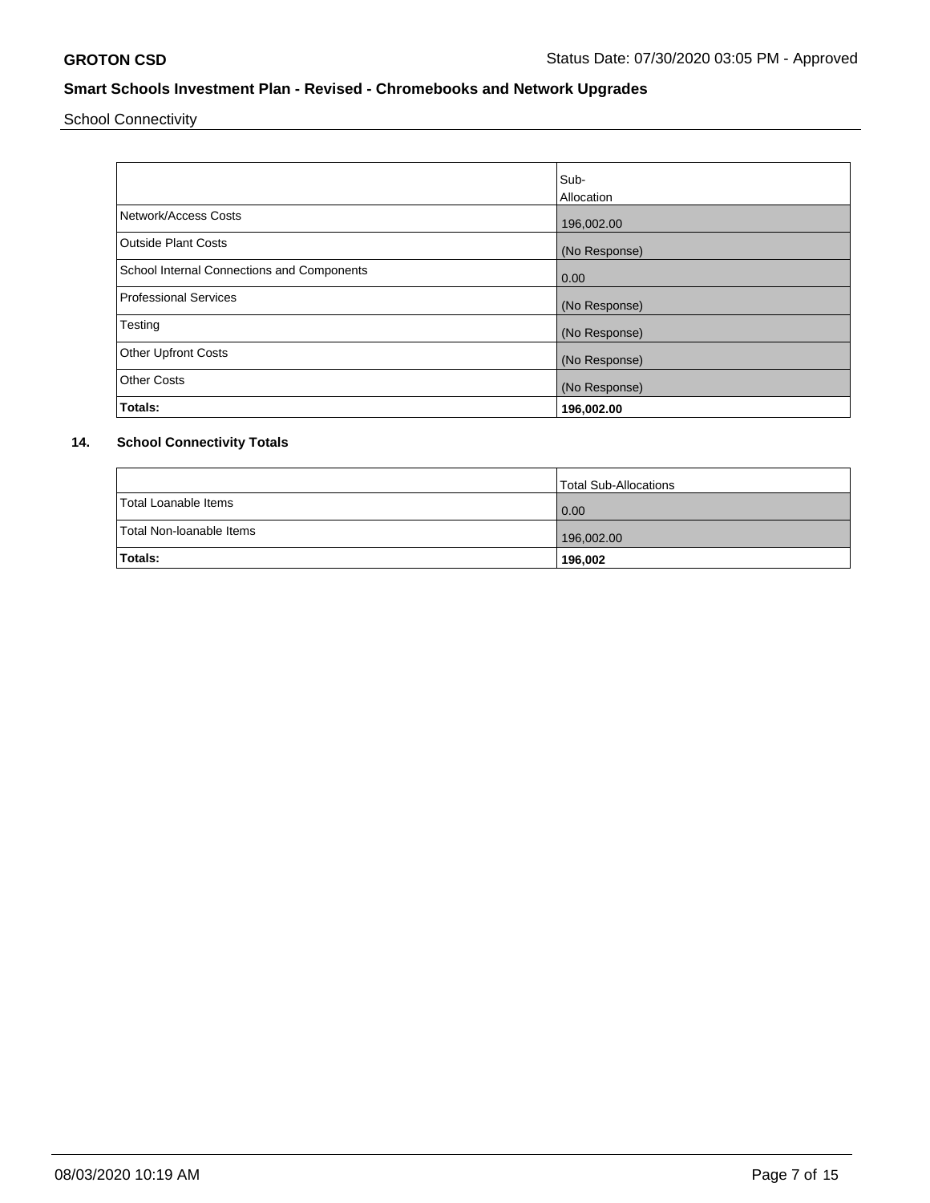School Connectivity

| | Sub-Allocation |
|---|---|
| Network/Access Costs | 196,002.00 |
| Outside Plant Costs | (No Response) |
| School Internal Connections and Components | 0.00 |
| Professional Services | (No Response) |
| Testing | (No Response) |
| Other Upfront Costs | (No Response) |
| Other Costs | (No Response) |
| **Totals:** | **196,002.00** |

## 14. School Connectivity Totals

| | Total Sub-Allocations |
|---|---|
| Total Loanable Items | 0.00 |
| Total Non-loanable Items | 196,002.00 |
| **Totals:** | **196,002** |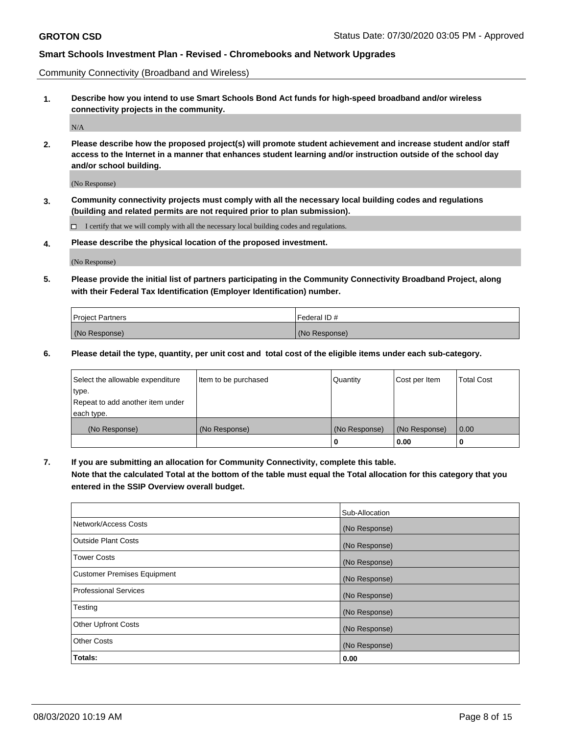Community Connectivity (Broadband and Wireless)

**1. Describe how you intend to use Smart Schools Bond Act funds for high-speed broadband and/or wireless connectivity projects in the community.**

N/A

**2. Please describe how the proposed project(s) will promote student achievement and increase student and/or staff access to the Internet in a manner that enhances student learning and/or instruction outside of the school day and/or school building.**

(No Response)

**3. Community connectivity projects must comply with all the necessary local building codes and regulations (building and related permits are not required prior to plan submission).**

☐ I certify that we will comply with all the necessary local building codes and regulations.

**4. Please describe the physical location of the proposed investment.**

(No Response)

**5. Please provide the initial list of partners participating in the Community Connectivity Broadband Project, along with their Federal Tax Identification (Employer Identification) number.**

| Project Partners | Federal ID # |
|---|---|
| (No Response) | (No Response) |

**6. Please detail the type, quantity, per unit cost and total cost of the eligible items under each sub-category.**

| Select the allowable expenditure type. Repeat to add another item under each type. | Item to be purchased | Quantity | Cost per Item | Total Cost |
|---|---|---|---|---|
| (No Response) | (No Response) | (No Response) | (No Response) | 0.00 |
| | | 0 | 0.00 | 0 |

**7. If you are submitting an allocation for Community Connectivity, complete this table. Note that the calculated Total at the bottom of the table must equal the Total allocation for this category that you entered in the SSIP Overview overall budget.**

| | Sub-Allocation |
|---|---|
| Network/Access Costs | (No Response) |
| Outside Plant Costs | (No Response) |
| Tower Costs | (No Response) |
| Customer Premises Equipment | (No Response) |
| Professional Services | (No Response) |
| Testing | (No Response) |
| Other Upfront Costs | (No Response) |
| Other Costs | (No Response) |
| **Totals:** | **0.00** |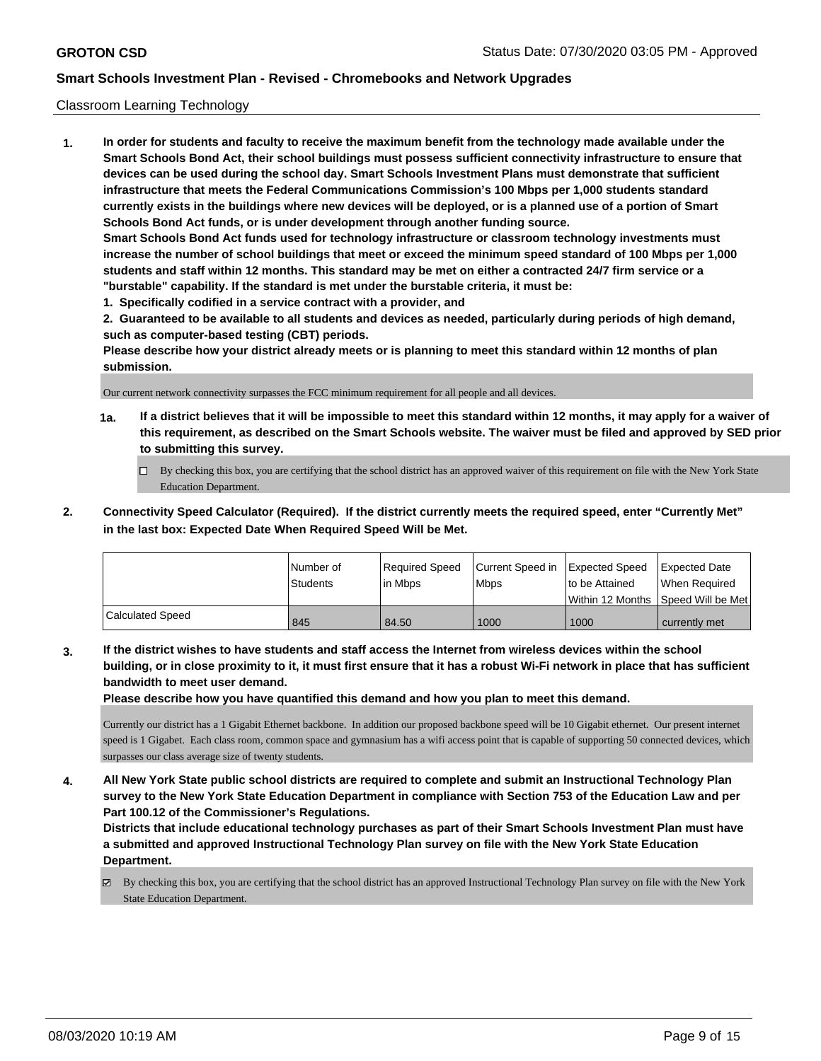Classroom Learning Technology

1. **In order for students and faculty to receive the maximum benefit from the technology made available under the Smart Schools Bond Act, their school buildings must possess sufficient connectivity infrastructure to ensure that devices can be used during the school day. Smart Schools Investment Plans must demonstrate that sufficient infrastructure that meets the Federal Communications Commission's 100 Mbps per 1,000 students standard currently exists in the buildings where new devices will be deployed, or is a planned use of a portion of Smart Schools Bond Act funds, or is under development through another funding source.**

   **Smart Schools Bond Act funds used for technology infrastructure or classroom technology investments must increase the number of school buildings that meet or exceed the minimum speed standard of 100 Mbps per 1,000 students and staff within 12 months. This standard may be met on either a contracted 24/7 firm service or a "burstable" capability. If the standard is met under the burstable criteria, it must be:**

   **1. Specifically codified in a service contract with a provider, and**

   **2. Guaranteed to be available to all students and devices as needed, particularly during periods of high demand, such as computer-based testing (CBT) periods.**

   **Please describe how your district already meets or is planning to meet this standard within 12 months of plan submission.**

   Our current network connectivity surpasses the FCC minimum requirement for all people and all devices.

   **1a. If a district believes that it will be impossible to meet this standard within 12 months, it may apply for a waiver of this requirement, as described on the Smart Schools website. The waiver must be filed and approved by SED prior to submitting this survey.**

   ☐ By checking this box, you are certifying that the school district has an approved waiver of this requirement on file with the New York State Education Department.

2. **Connectivity Speed Calculator (Required). If the district currently meets the required speed, enter "Currently Met" in the last box: Expected Date When Required Speed Will be Met.**

| | Number of Students | Required Speed in Mbps | Current Speed in Mbps | Expected Speed to be Attained Within 12 Months | Expected Date When Required Speed Will be Met |
|---|---|---|---|---|---|
| Calculated Speed | 845 | 84.50 | 1000 | 1000 | currently met |

3. **If the district wishes to have students and staff access the Internet from wireless devices within the school building, or in close proximity to it, it must first ensure that it has a robust Wi-Fi network in place that has sufficient bandwidth to meet user demand.**

   **Please describe how you have quantified this demand and how you plan to meet this demand.**

   Currently our district has a 1 Gigabit Ethernet backbone. In addition our proposed backbone speed will be 10 Gigabit ethernet. Our present internet speed is 1 Gigabet. Each class room, common space and gymnasium has a wifi access point that is capable of supporting 50 connected devices, which surpasses our class average size of twenty students.

4. **All New York State public school districts are required to complete and submit an Instructional Technology Plan survey to the New York State Education Department in compliance with Section 753 of the Education Law and per Part 100.12 of the Commissioner's Regulations.**

   **Districts that include educational technology purchases as part of their Smart Schools Investment Plan must have a submitted and approved Instructional Technology Plan survey on file with the New York State Education Department.**

   ☑ By checking this box, you are certifying that the school district has an approved Instructional Technology Plan survey on file with the New York State Education Department.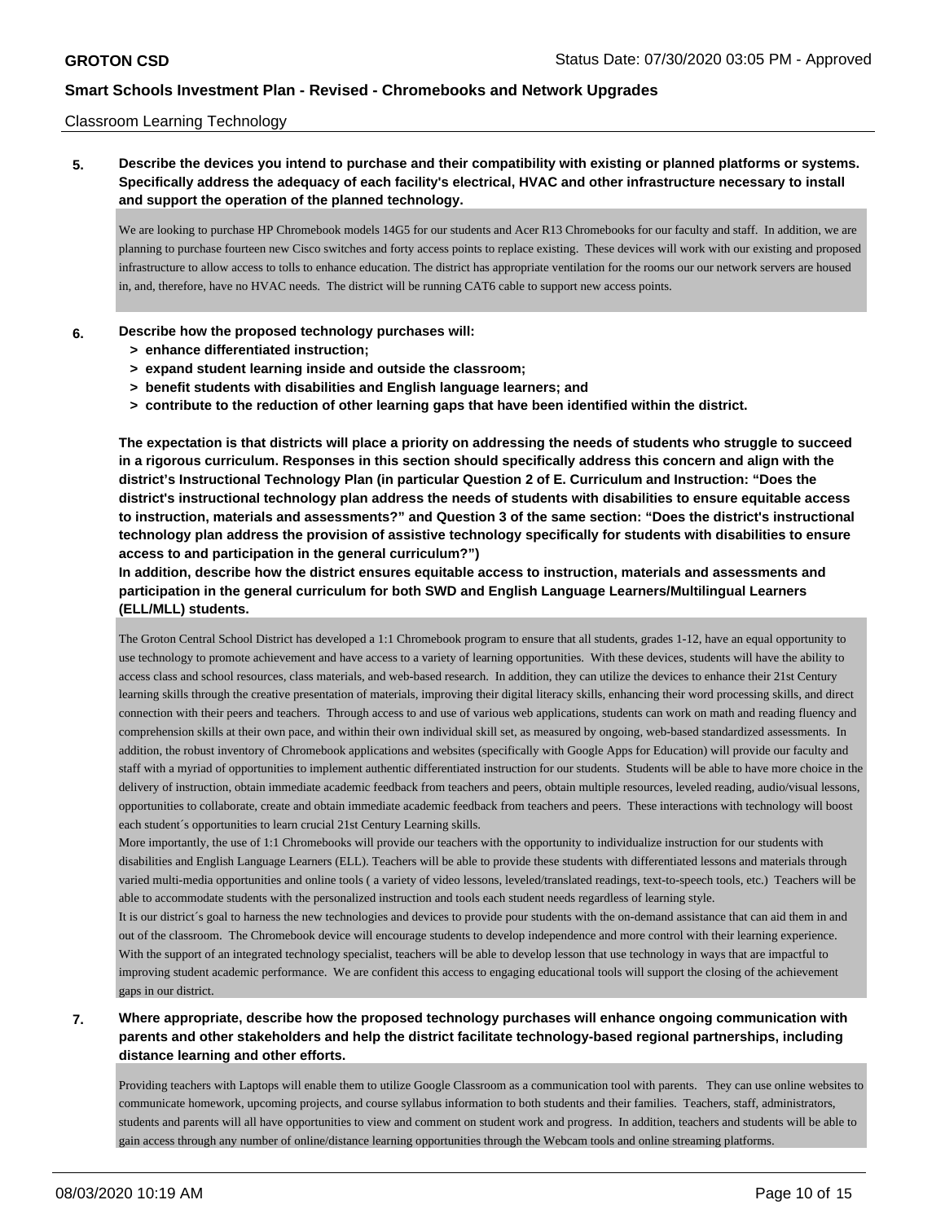Classroom Learning Technology

**5. Describe the devices you intend to purchase and their compatibility with existing or planned platforms or systems. Specifically address the adequacy of each facility's electrical, HVAC and other infrastructure necessary to install and support the operation of the planned technology.**

We are looking to purchase HP Chromebook models 14G5 for our students and Acer R13 Chromebooks for our faculty and staff. In addition, we are planning to purchase fourteen new Cisco switches and forty access points to replace existing. These devices will work with our existing and proposed infrastructure to allow access to tolls to enhance education. The district has appropriate ventilation for the rooms our our network servers are housed in, and, therefore, have no HVAC needs. The district will be running CAT6 cable to support new access points.

**6. Describe how the proposed technology purchases will:**
- **> enhance differentiated instruction;**
- **> expand student learning inside and outside the classroom;**
- **> benefit students with disabilities and English language learners; and**
- **> contribute to the reduction of other learning gaps that have been identified within the district.**

**The expectation is that districts will place a priority on addressing the needs of students who struggle to succeed in a rigorous curriculum. Responses in this section should specifically address this concern and align with the district's Instructional Technology Plan (in particular Question 2 of E. Curriculum and Instruction: "Does the district's instructional technology plan address the needs of students with disabilities to ensure equitable access to instruction, materials and assessments?" and Question 3 of the same section: "Does the district's instructional technology plan address the provision of assistive technology specifically for students with disabilities to ensure access to and participation in the general curriculum?")**

**In addition, describe how the district ensures equitable access to instruction, materials and assessments and participation in the general curriculum for both SWD and English Language Learners/Multilingual Learners (ELL/MLL) students.**

The Groton Central School District has developed a 1:1 Chromebook program to ensure that all students, grades 1-12, have an equal opportunity to use technology to promote achievement and have access to a variety of learning opportunities. With these devices, students will have the ability to access class and school resources, class materials, and web-based research. In addition, they can utilize the devices to enhance their 21st Century learning skills through the creative presentation of materials, improving their digital literacy skills, enhancing their word processing skills, and direct connection with their peers and teachers. Through access to and use of various web applications, students can work on math and reading fluency and comprehension skills at their own pace, and within their own individual skill set, as measured by ongoing, web-based standardized assessments. In addition, the robust inventory of Chromebook applications and websites (specifically with Google Apps for Education) will provide our faculty and staff with a myriad of opportunities to implement authentic differentiated instruction for our students. Students will be able to have more choice in the delivery of instruction, obtain immediate academic feedback from teachers and peers, obtain multiple resources, leveled reading, audio/visual lessons, opportunities to collaborate, create and obtain immediate academic feedback from teachers and peers. These interactions with technology will boost each student´s opportunities to learn crucial 21st Century Learning skills.

More importantly, the use of 1:1 Chromebooks will provide our teachers with the opportunity to individualize instruction for our students with disabilities and English Language Learners (ELL). Teachers will be able to provide these students with differentiated lessons and materials through varied multi-media opportunities and online tools ( a variety of video lessons, leveled/translated readings, text-to-speech tools, etc.) Teachers will be able to accommodate students with the personalized instruction and tools each student needs regardless of learning style.

It is our district´s goal to harness the new technologies and devices to provide pour students with the on-demand assistance that can aid them in and out of the classroom. The Chromebook device will encourage students to develop independence and more control with their learning experience. With the support of an integrated technology specialist, teachers will be able to develop lesson that use technology in ways that are impactful to improving student academic performance. We are confident this access to engaging educational tools will support the closing of the achievement gaps in our district.

**7. Where appropriate, describe how the proposed technology purchases will enhance ongoing communication with parents and other stakeholders and help the district facilitate technology-based regional partnerships, including distance learning and other efforts.**

Providing teachers with Laptops will enable them to utilize Google Classroom as a communication tool with parents. They can use online websites to communicate homework, upcoming projects, and course syllabus information to both students and their families. Teachers, staff, administrators, students and parents will all have opportunities to view and comment on student work and progress. In addition, teachers and students will be able to gain access through any number of online/distance learning opportunities through the Webcam tools and online streaming platforms.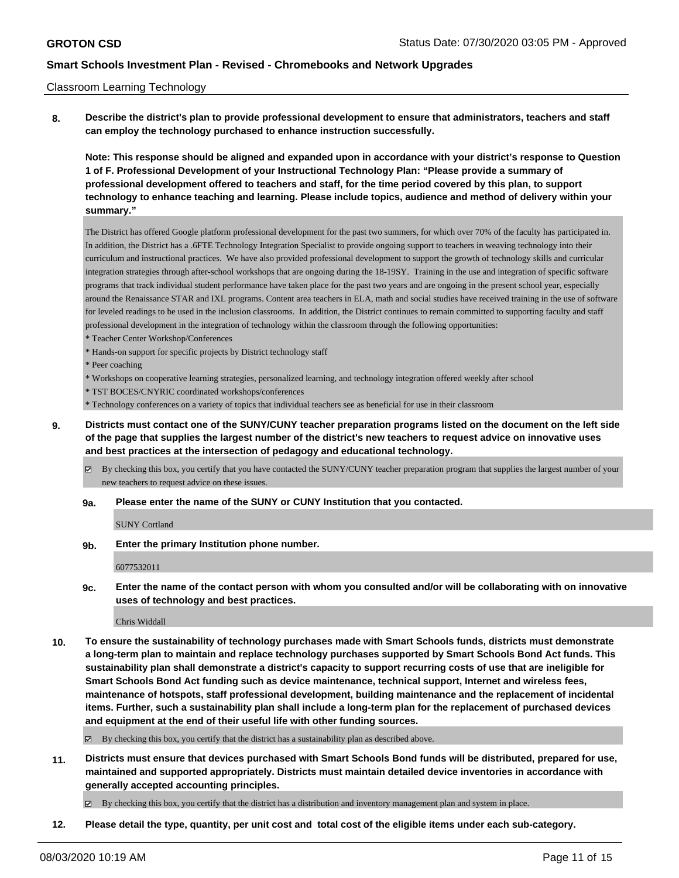Classroom Learning Technology

**8. Describe the district's plan to provide professional development to ensure that administrators, teachers and staff can employ the technology purchased to enhance instruction successfully.**

**Note: This response should be aligned and expanded upon in accordance with your district's response to Question 1 of F. Professional Development of your Instructional Technology Plan: "Please provide a summary of professional development offered to teachers and staff, for the time period covered by this plan, to support technology to enhance teaching and learning. Please include topics, audience and method of delivery within your summary."**

The District has offered Google platform professional development for the past two summers, for which over 70% of the faculty has participated in. In addition, the District has a .6FTE Technology Integration Specialist to provide ongoing support to teachers in weaving technology into their curriculum and instructional practices. We have also provided professional development to support the growth of technology skills and curricular integration strategies through after-school workshops that are ongoing during the 18-19SY. Training in the use and integration of specific software programs that track individual student performance have taken place for the past two years and are ongoing in the present school year, especially around the Renaissance STAR and IXL programs. Content area teachers in ELA, math and social studies have received training in the use of software for leveled readings to be used in the inclusion classrooms. In addition, the District continues to remain committed to supporting faculty and staff professional development in the integration of technology within the classroom through the following opportunities:

* Teacher Center Workshop/Conferences
* Hands-on support for specific projects by District technology staff
* Peer coaching
* Workshops on cooperative learning strategies, personalized learning, and technology integration offered weekly after school
* TST BOCES/CNYRIC coordinated workshops/conferences
* Technology conferences on a variety of topics that individual teachers see as beneficial for use in their classroom

**9. Districts must contact one of the SUNY/CUNY teacher preparation programs listed on the document on the left side of the page that supplies the largest number of the district's new teachers to request advice on innovative uses and best practices at the intersection of pedagogy and educational technology.**

☑ By checking this box, you certify that you have contacted the SUNY/CUNY teacher preparation program that supplies the largest number of your new teachers to request advice on these issues.

**9a. Please enter the name of the SUNY or CUNY Institution that you contacted.**

SUNY Cortland

**9b. Enter the primary Institution phone number.**

6077532011

**9c. Enter the name of the contact person with whom you consulted and/or will be collaborating with on innovative uses of technology and best practices.**

Chris Widdall

**10. To ensure the sustainability of technology purchases made with Smart Schools funds, districts must demonstrate a long-term plan to maintain and replace technology purchases supported by Smart Schools Bond Act funds. This sustainability plan shall demonstrate a district's capacity to support recurring costs of use that are ineligible for Smart Schools Bond Act funding such as device maintenance, technical support, Internet and wireless fees, maintenance of hotspots, staff professional development, building maintenance and the replacement of incidental items. Further, such a sustainability plan shall include a long-term plan for the replacement of purchased devices and equipment at the end of their useful life with other funding sources.**

☑ By checking this box, you certify that the district has a sustainability plan as described above.

**11. Districts must ensure that devices purchased with Smart Schools Bond funds will be distributed, prepared for use, maintained and supported appropriately. Districts must maintain detailed device inventories in accordance with generally accepted accounting principles.**

☑ By checking this box, you certify that the district has a distribution and inventory management plan and system in place.

**12. Please detail the type, quantity, per unit cost and total cost of the eligible items under each sub-category.**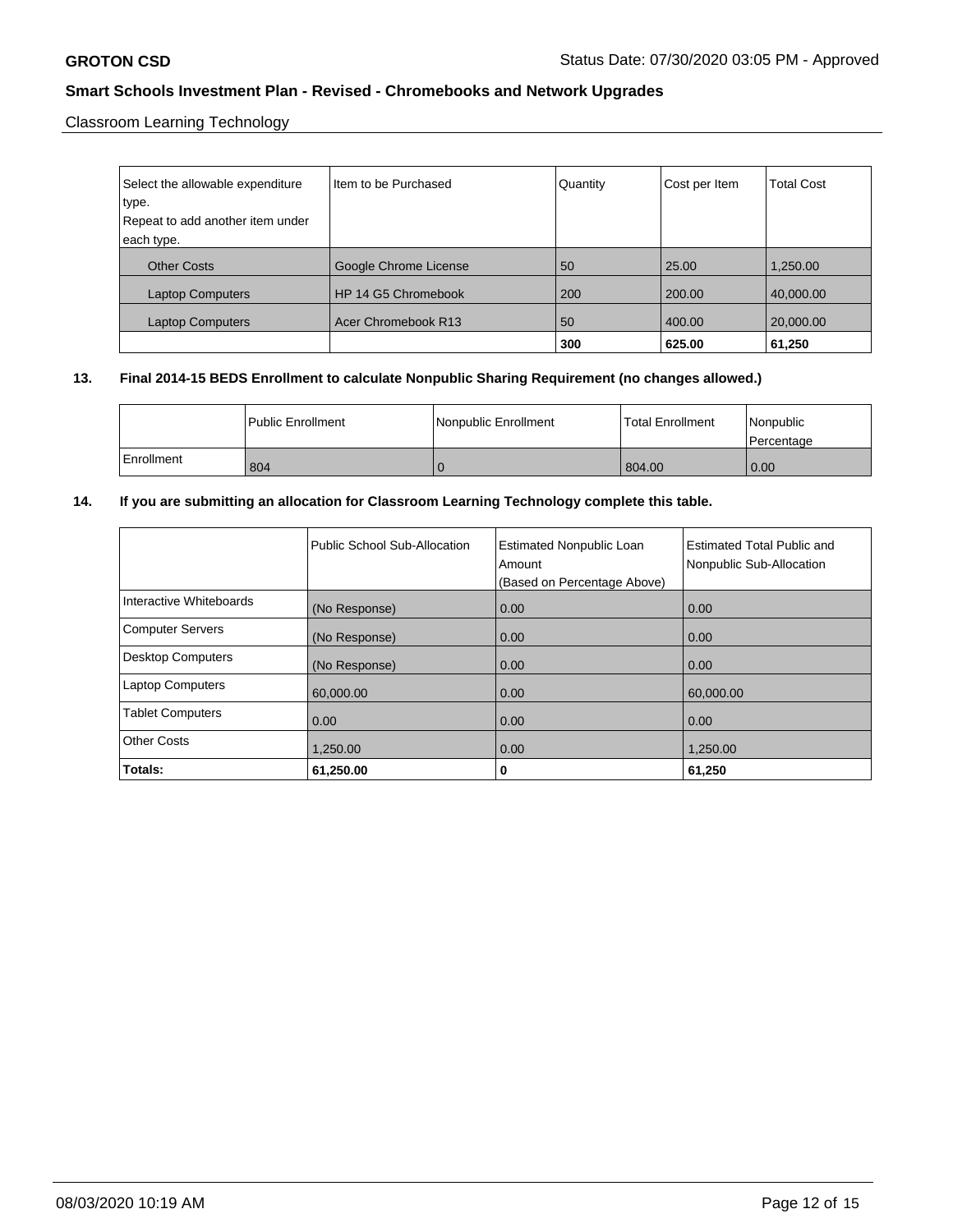Classroom Learning Technology

| Select the allowable expenditure type. Repeat to add another item under each type. | Item to be Purchased | Quantity | Cost per Item | Total Cost |
|---|---|---|---|---|
| Other Costs | Google Chrome License | 50 | 25.00 | 1,250.00 |
| Laptop Computers | HP 14 G5 Chromebook | 200 | 200.00 | 40,000.00 |
| Laptop Computers | Acer Chromebook R13 | 50 | 400.00 | 20,000.00 |
| | | **300** | **625.00** | **61,250** |

**13. Final 2014-15 BEDS Enrollment to calculate Nonpublic Sharing Requirement (no changes allowed.)**

| | Public Enrollment | Nonpublic Enrollment | Total Enrollment | Nonpublic Percentage |
|---|---|---|---|---|
| Enrollment | 804 | 0 | 804.00 | 0.00 |

**14. If you are submitting an allocation for Classroom Learning Technology complete this table.**

| | Public School Sub-Allocation | Estimated Nonpublic Loan Amount (Based on Percentage Above) | Estimated Total Public and Nonpublic Sub-Allocation |
|---|---|---|---|
| Interactive Whiteboards | (No Response) | 0.00 | 0.00 |
| Computer Servers | (No Response) | 0.00 | 0.00 |
| Desktop Computers | (No Response) | 0.00 | 0.00 |
| Laptop Computers | 60,000.00 | 0.00 | 60,000.00 |
| Tablet Computers | 0.00 | 0.00 | 0.00 |
| Other Costs | 1,250.00 | 0.00 | 1,250.00 |
| **Totals:** | **61,250.00** | **0** | **61,250** |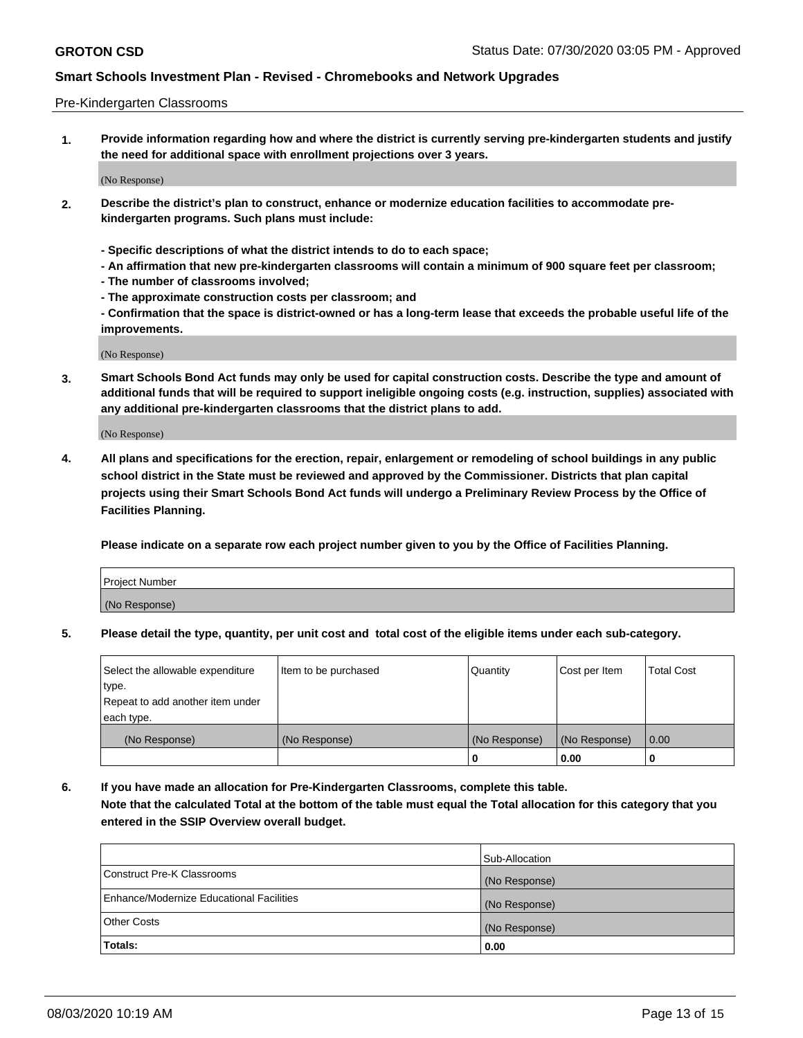Pre-Kindergarten Classrooms

**1. Provide information regarding how and where the district is currently serving pre-kindergarten students and justify the need for additional space with enrollment projections over 3 years.**

(No Response)

**2. Describe the district's plan to construct, enhance or modernize education facilities to accommodate pre-kindergarten programs. Such plans must include:**

**- Specific descriptions of what the district intends to do to each space;**
**- An affirmation that new pre-kindergarten classrooms will contain a minimum of 900 square feet per classroom;**
**- The number of classrooms involved;**
**- The approximate construction costs per classroom; and**
**- Confirmation that the space is district-owned or has a long-term lease that exceeds the probable useful life of the improvements.**

(No Response)

**3. Smart Schools Bond Act funds may only be used for capital construction costs. Describe the type and amount of additional funds that will be required to support ineligible ongoing costs (e.g. instruction, supplies) associated with any additional pre-kindergarten classrooms that the district plans to add.**

(No Response)

**4. All plans and specifications for the erection, repair, enlargement or remodeling of school buildings in any public school district in the State must be reviewed and approved by the Commissioner. Districts that plan capital projects using their Smart Schools Bond Act funds will undergo a Preliminary Review Process by the Office of Facilities Planning.**

**Please indicate on a separate row each project number given to you by the Office of Facilities Planning.**

| Project Number |
|---|
| (No Response) |

**5. Please detail the type, quantity, per unit cost and total cost of the eligible items under each sub-category.**

| Select the allowable expenditure type. Repeat to add another item under each type. | Item to be purchased | Quantity | Cost per Item | Total Cost |
|---|---|---|---|---|
| (No Response) | (No Response) | (No Response) | (No Response) | 0.00 |
| | | 0 | 0.00 | 0 |

**6. If you have made an allocation for Pre-Kindergarten Classrooms, complete this table. Note that the calculated Total at the bottom of the table must equal the Total allocation for this category that you entered in the SSIP Overview overall budget.**

| | Sub-Allocation |
|---|---|
| Construct Pre-K Classrooms | (No Response) |
| Enhance/Modernize Educational Facilities | (No Response) |
| Other Costs | (No Response) |
| **Totals:** | **0.00** |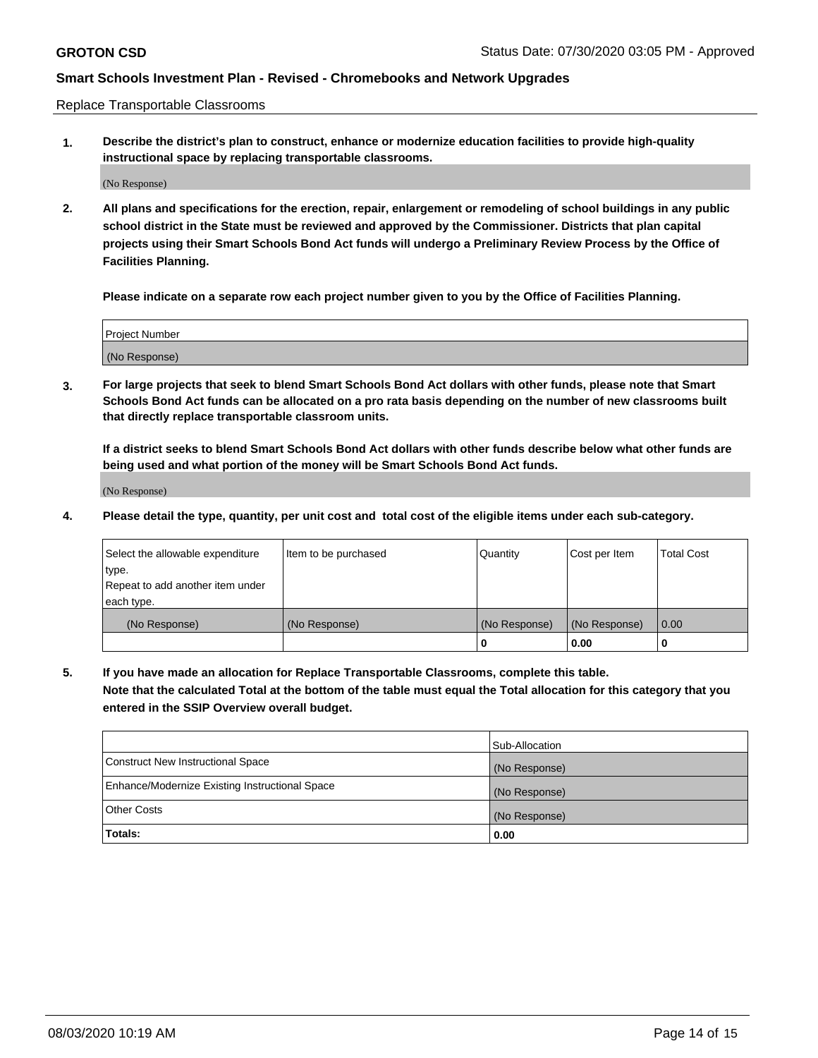Replace Transportable Classrooms

1. **Describe the district's plan to construct, enhance or modernize education facilities to provide high-quality instructional space by replacing transportable classrooms.**

(No Response)

2. **All plans and specifications for the erection, repair, enlargement or remodeling of school buildings in any public school district in the State must be reviewed and approved by the Commissioner. Districts that plan capital projects using their Smart Schools Bond Act funds will undergo a Preliminary Review Process by the Office of Facilities Planning.**

**Please indicate on a separate row each project number given to you by the Office of Facilities Planning.**

| Project Number |
|---|
| (No Response) |

3. **For large projects that seek to blend Smart Schools Bond Act dollars with other funds, please note that Smart Schools Bond Act funds can be allocated on a pro rata basis depending on the number of new classrooms built that directly replace transportable classroom units.**

**If a district seeks to blend Smart Schools Bond Act dollars with other funds describe below what other funds are being used and what portion of the money will be Smart Schools Bond Act funds.**

(No Response)

4. **Please detail the type, quantity, per unit cost and total cost of the eligible items under each sub-category.**

| Select the allowable expenditure type. Repeat to add another item under each type. | Item to be purchased | Quantity | Cost per Item | Total Cost |
|---|---|---|---|---|
| (No Response) | (No Response) | (No Response) | (No Response) | 0.00 |
| | | **0** | **0.00** | **0** |

5. **If you have made an allocation for Replace Transportable Classrooms, complete this table. Note that the calculated Total at the bottom of the table must equal the Total allocation for this category that you entered in the SSIP Overview overall budget.**

| | Sub-Allocation |
|---|---|
| Construct New Instructional Space | (No Response) |
| Enhance/Modernize Existing Instructional Space | (No Response) |
| Other Costs | (No Response) |
| **Totals:** | **0.00** |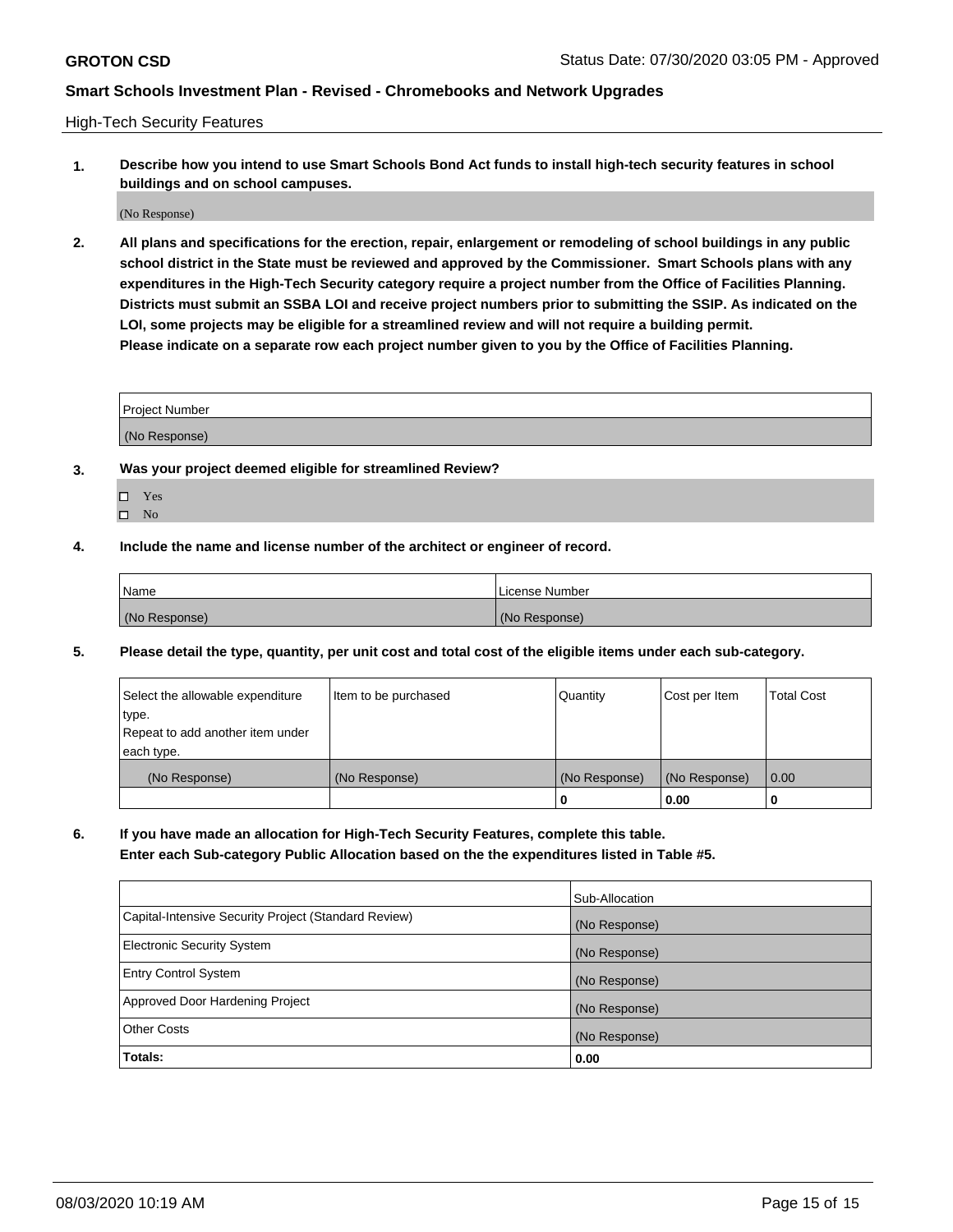High-Tech Security Features

**1. Describe how you intend to use Smart Schools Bond Act funds to install high-tech security features in school buildings and on school campuses.**

(No Response)

**2. All plans and specifications for the erection, repair, enlargement or remodeling of school buildings in any public school district in the State must be reviewed and approved by the Commissioner. Smart Schools plans with any expenditures in the High-Tech Security category require a project number from the Office of Facilities Planning. Districts must submit an SSBA LOI and receive project numbers prior to submitting the SSIP. As indicated on the LOI, some projects may be eligible for a streamlined review and will not require a building permit.**
**Please indicate on a separate row each project number given to you by the Office of Facilities Planning.**

| Project Number |
|---|
| (No Response) |

**3. Was your project deemed eligible for streamlined Review?**

- ☐ Yes
- ☐ No

**4. Include the name and license number of the architect or engineer of record.**

| Name | License Number |
|---|---|
| (No Response) | (No Response) |

**5. Please detail the type, quantity, per unit cost and total cost of the eligible items under each sub-category.**

| Select the allowable expenditure type. Repeat to add another item under each type. | Item to be purchased | Quantity | Cost per Item | Total Cost |
|---|---|---|---|---|
| (No Response) | (No Response) | (No Response) | (No Response) | 0.00 |
| | | 0 | 0.00 | 0 |

**6. If you have made an allocation for High-Tech Security Features, complete this table.**
**Enter each Sub-category Public Allocation based on the the expenditures listed in Table #5.**

| | Sub-Allocation |
|---|---|
| Capital-Intensive Security Project (Standard Review) | (No Response) |
| Electronic Security System | (No Response) |
| Entry Control System | (No Response) |
| Approved Door Hardening Project | (No Response) |
| Other Costs | (No Response) |
| **Totals:** | **0.00** |